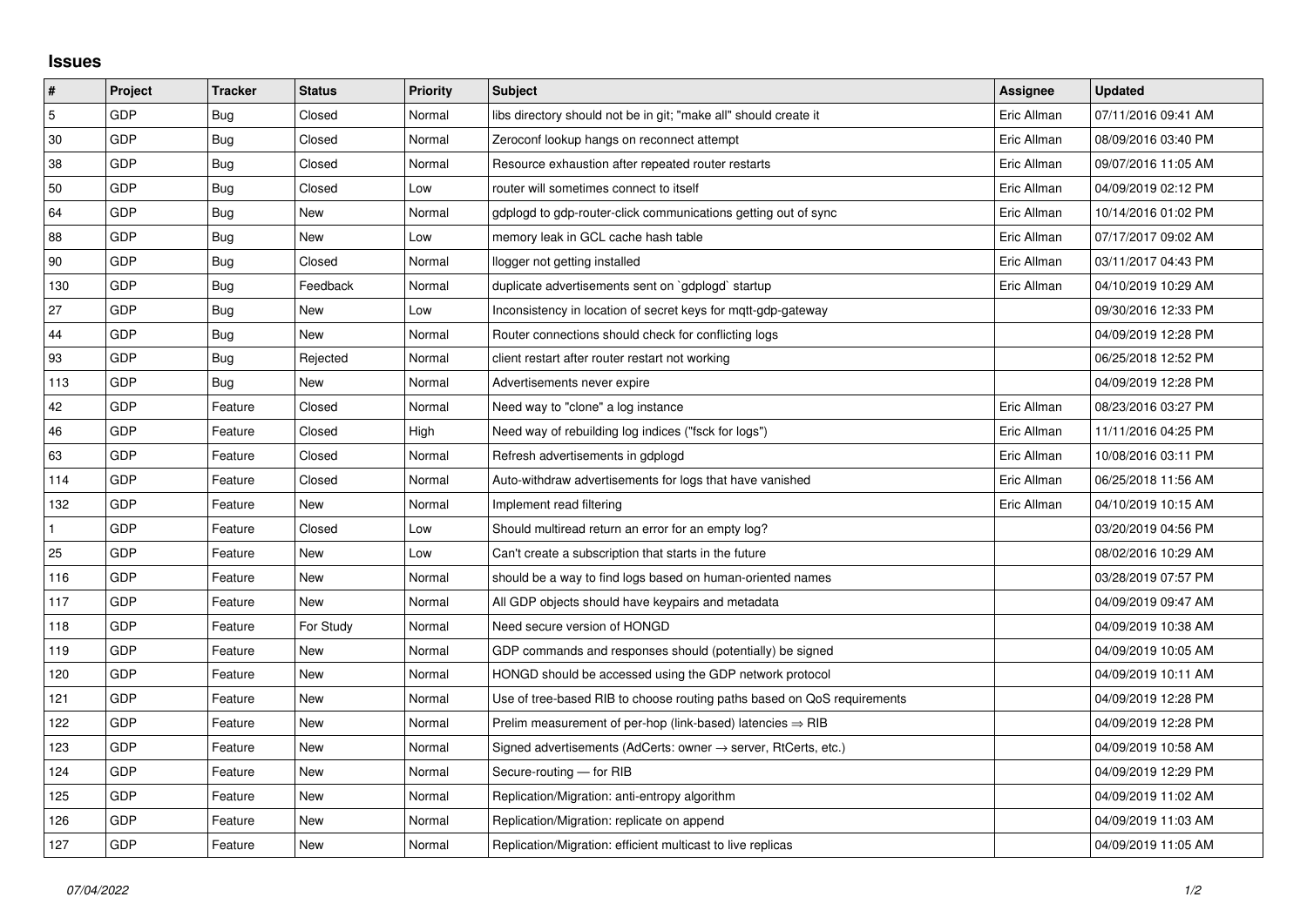# Issues

| # | Project | Tracker | Status | Priority | Subject | Assignee | Updated |
|---|---|---|---|---|---|---|---|
| 5 | GDP | Bug | Closed | Normal | libs directory should not be in git; "make all" should create it | Eric Allman | 07/11/2016 09:41 AM |
| 30 | GDP | Bug | Closed | Normal | Zeroconf lookup hangs on reconnect attempt | Eric Allman | 08/09/2016 03:40 PM |
| 38 | GDP | Bug | Closed | Normal | Resource exhaustion after repeated router restarts | Eric Allman | 09/07/2016 11:05 AM |
| 50 | GDP | Bug | Closed | Low | router will sometimes connect to itself | Eric Allman | 04/09/2019 02:12 PM |
| 64 | GDP | Bug | New | Normal | gdplogd to gdp-router-click communications getting out of sync | Eric Allman | 10/14/2016 01:02 PM |
| 88 | GDP | Bug | New | Low | memory leak in GCL cache hash table | Eric Allman | 07/17/2017 09:02 AM |
| 90 | GDP | Bug | Closed | Normal | llogger not getting installed | Eric Allman | 03/11/2017 04:43 PM |
| 130 | GDP | Bug | Feedback | Normal | duplicate advertisements sent on `gdplogd` startup | Eric Allman | 04/10/2019 10:29 AM |
| 27 | GDP | Bug | New | Low | Inconsistency in location of secret keys for mqtt-gdp-gateway | | 09/30/2016 12:33 PM |
| 44 | GDP | Bug | New | Normal | Router connections should check for conflicting logs | | 04/09/2019 12:28 PM |
| 93 | GDP | Bug | Rejected | Normal | client restart after router restart not working | | 06/25/2018 12:52 PM |
| 113 | GDP | Bug | New | Normal | Advertisements never expire | | 04/09/2019 12:28 PM |
| 42 | GDP | Feature | Closed | Normal | Need way to "clone" a log instance | Eric Allman | 08/23/2016 03:27 PM |
| 46 | GDP | Feature | Closed | High | Need way of rebuilding log indices ("fsck for logs") | Eric Allman | 11/11/2016 04:25 PM |
| 63 | GDP | Feature | Closed | Normal | Refresh advertisements in gdplogd | Eric Allman | 10/08/2016 03:11 PM |
| 114 | GDP | Feature | Closed | Normal | Auto-withdraw advertisements for logs that have vanished | Eric Allman | 06/25/2018 11:56 AM |
| 132 | GDP | Feature | New | Normal | Implement read filtering | Eric Allman | 04/10/2019 10:15 AM |
| 1 | GDP | Feature | Closed | Low | Should multiread return an error for an empty log? | | 03/20/2019 04:56 PM |
| 25 | GDP | Feature | New | Low | Can't create a subscription that starts in the future | | 08/02/2016 10:29 AM |
| 116 | GDP | Feature | New | Normal | should be a way to find logs based on human-oriented names | | 03/28/2019 07:57 PM |
| 117 | GDP | Feature | New | Normal | All GDP objects should have keypairs and metadata | | 04/09/2019 09:47 AM |
| 118 | GDP | Feature | For Study | Normal | Need secure version of HONGD | | 04/09/2019 10:38 AM |
| 119 | GDP | Feature | New | Normal | GDP commands and responses should (potentially) be signed | | 04/09/2019 10:05 AM |
| 120 | GDP | Feature | New | Normal | HONGD should be accessed using the GDP network protocol | | 04/09/2019 10:11 AM |
| 121 | GDP | Feature | New | Normal | Use of tree-based RIB to choose routing paths based on QoS requirements | | 04/09/2019 12:28 PM |
| 122 | GDP | Feature | New | Normal | Prelim measurement of per-hop (link-based) latencies ⇒ RIB | | 04/09/2019 12:28 PM |
| 123 | GDP | Feature | New | Normal | Signed advertisements (AdCerts: owner → server, RtCerts, etc.) | | 04/09/2019 10:58 AM |
| 124 | GDP | Feature | New | Normal | Secure-routing — for RIB | | 04/09/2019 12:29 PM |
| 125 | GDP | Feature | New | Normal | Replication/Migration: anti-entropy algorithm | | 04/09/2019 11:02 AM |
| 126 | GDP | Feature | New | Normal | Replication/Migration: replicate on append | | 04/09/2019 11:03 AM |
| 127 | GDP | Feature | New | Normal | Replication/Migration: efficient multicast to live replicas | | 04/09/2019 11:05 AM |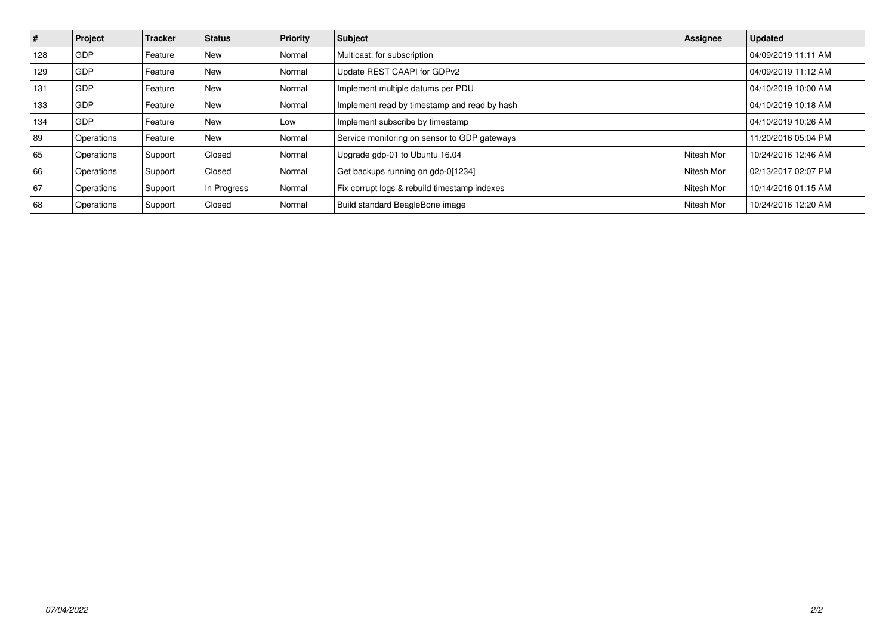| # | Project | Tracker | Status | Priority | Subject | Assignee | Updated |
|---|---|---|---|---|---|---|---|
| 128 | GDP | Feature | New | Normal | Multicast: for subscription | | 04/09/2019 11:11 AM |
| 129 | GDP | Feature | New | Normal | Update REST CAAPI for GDPv2 | | 04/09/2019 11:12 AM |
| 131 | GDP | Feature | New | Normal | Implement multiple datums per PDU | | 04/10/2019 10:00 AM |
| 133 | GDP | Feature | New | Normal | Implement read by timestamp and read by hash | | 04/10/2019 10:18 AM |
| 134 | GDP | Feature | New | Low | Implement subscribe by timestamp | | 04/10/2019 10:26 AM |
| 89 | Operations | Feature | New | Normal | Service monitoring on sensor to GDP gateways | | 11/20/2016 05:04 PM |
| 65 | Operations | Support | Closed | Normal | Upgrade gdp-01 to Ubuntu 16.04 | Nitesh Mor | 10/24/2016 12:46 AM |
| 66 | Operations | Support | Closed | Normal | Get backups running on gdp-0[1234] | Nitesh Mor | 02/13/2017 02:07 PM |
| 67 | Operations | Support | In Progress | Normal | Fix corrupt logs & rebuild timestamp indexes | Nitesh Mor | 10/14/2016 01:15 AM |
| 68 | Operations | Support | Closed | Normal | Build standard BeagleBone image | Nitesh Mor | 10/24/2016 12:20 AM |